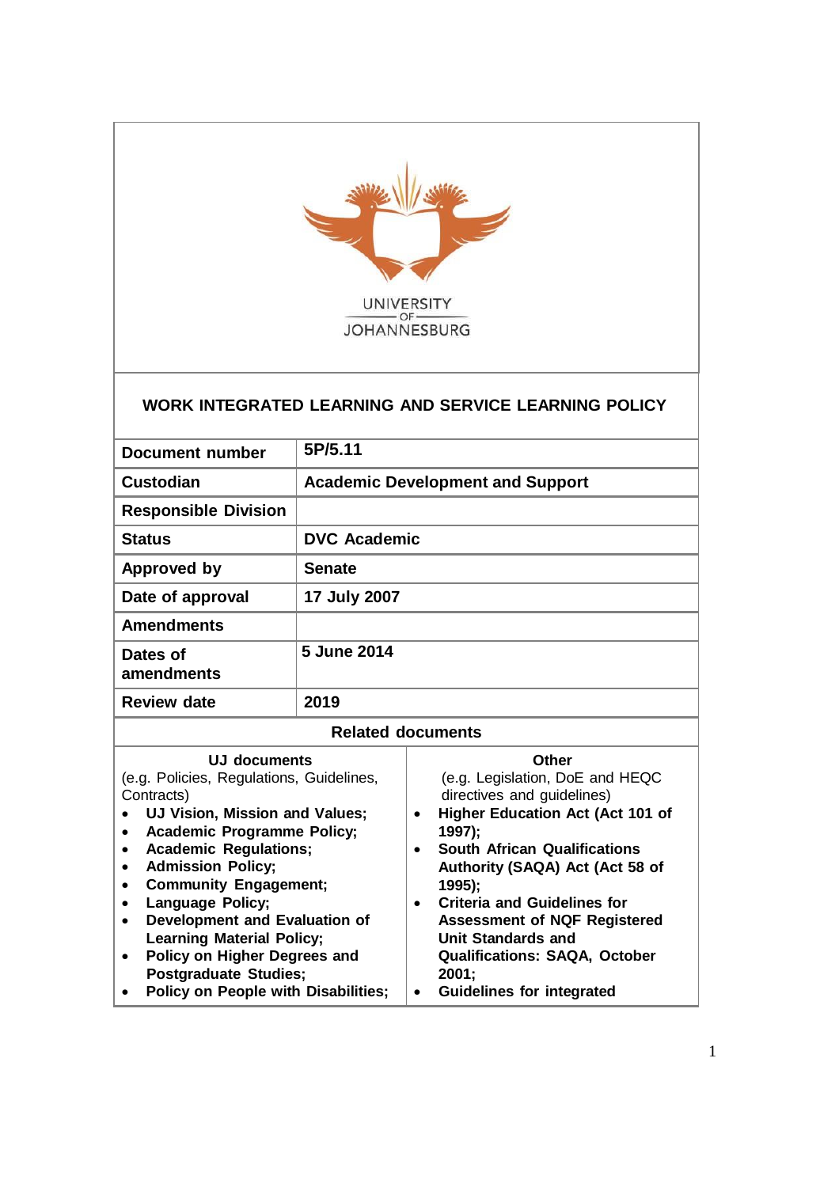UNIVERSITY OF JOHANNESBURG

# WORK INTEGRATED LEARNING AND SERVICE LEARNING POLICY

| | |
|---|---|
| **Document number** | **5P/5.11** |
| **Custodian** | **Academic Development and Support** |
| **Responsible Division** | |
| **Status** | **DVC Academic** |
| **Approved by** | **Senate** |
| **Date of approval** | **17 July 2007** |
| **Amendments** | |
| **Dates of amendments** | **5 June 2014** |
| **Review date** | **2019** |

**Related documents**

| **UJ documents** (e.g. Policies, Regulations, Guidelines, Contracts) | **Other** (e.g. Legislation, DoE and HEQC directives and guidelines) |
|---|---|
| • **UJ Vision, Mission and Values;**<br>• **Academic Programme Policy;**<br>• **Academic Regulations;**<br>• **Admission Policy;**<br>• **Community Engagement;**<br>• **Language Policy;**<br>• **Development and Evaluation of Learning Material Policy;**<br>• **Policy on Higher Degrees and Postgraduate Studies;**<br>• **Policy on People with Disabilities;** | • **Higher Education Act (Act 101 of 1997);**<br>• **South African Qualifications Authority (SAQA) Act (Act 58 of 1995);**<br>• **Criteria and Guidelines for Assessment of NQF Registered Unit Standards and Qualifications: SAQA, October 2001;**<br>• **Guidelines for integrated** |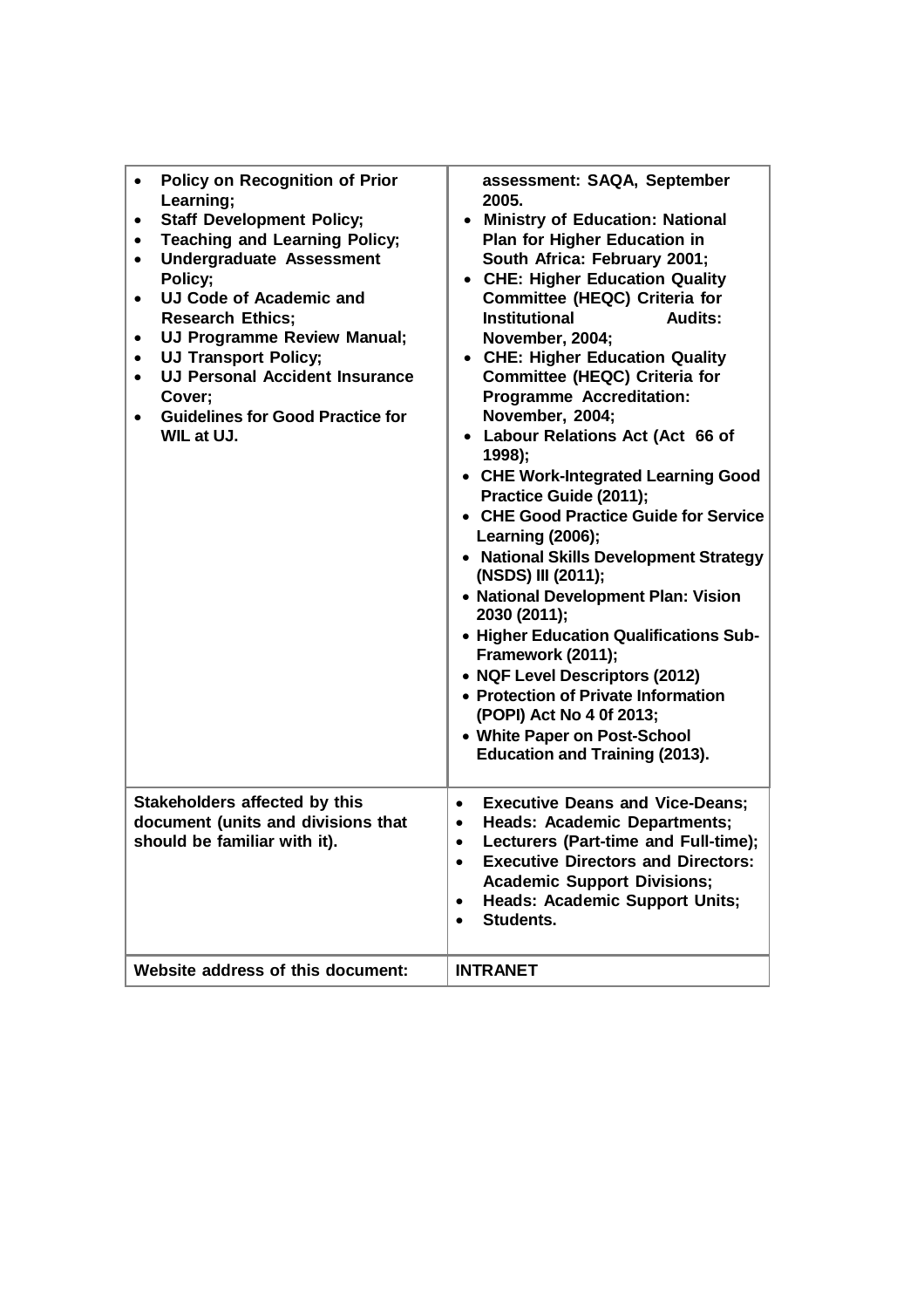| | |
|---|---|
| • **Policy on Recognition of Prior Learning;**<br>• **Staff Development Policy;**<br>• **Teaching and Learning Policy;**<br>• **Undergraduate Assessment Policy;**<br>• **UJ Code of Academic and Research Ethics;**<br>• **UJ Programme Review Manual;**<br>• **UJ Transport Policy;**<br>• **UJ Personal Accident Insurance Cover;**<br>• **Guidelines for Good Practice for WIL at UJ.** | **assessment: SAQA, September 2005.**<br>• **Ministry of Education: National Plan for Higher Education in South Africa: February 2001;**<br>• **CHE: Higher Education Quality Committee (HEQC) Criteria for Institutional Audits: November, 2004;**<br>• **CHE: Higher Education Quality Committee (HEQC) Criteria for Programme Accreditation: November, 2004;**<br>• **Labour Relations Act (Act 66 of 1998);**<br>• **CHE Work-Integrated Learning Good Practice Guide (2011);**<br>• **CHE Good Practice Guide for Service Learning (2006);**<br>• **National Skills Development Strategy (NSDS) III (2011);**<br>• **National Development Plan: Vision 2030 (2011);**<br>• **Higher Education Qualifications Sub-Framework (2011);**<br>• **NQF Level Descriptors (2012)**<br>• **Protection of Private Information (POPI) Act No 4 0f 2013;**<br>• **White Paper on Post-School Education and Training (2013).** |
| **Stakeholders affected by this document (units and divisions that should be familiar with it).** | • **Executive Deans and Vice-Deans;**<br>• **Heads: Academic Departments;**<br>• **Lecturers (Part-time and Full-time);**<br>• **Executive Directors and Directors: Academic Support Divisions;**<br>• **Heads: Academic Support Units;**<br>• **Students.** |
| **Website address of this document:** | **INTRANET** |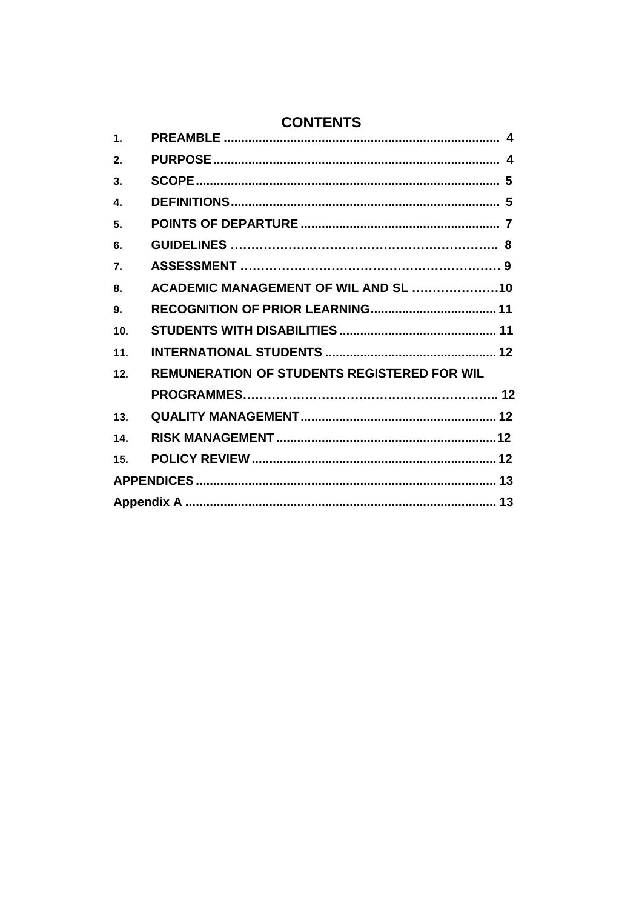# CONTENTS

| | | |
|---|---|---|
| 1. | PREAMBLE | 4 |
| 2. | PURPOSE | 4 |
| 3. | SCOPE | 5 |
| 4. | DEFINITIONS | 5 |
| 5. | POINTS OF DEPARTURE | 7 |
| 6. | GUIDELINES | 8 |
| 7. | ASSESSMENT | 9 |
| 8. | ACADEMIC MANAGEMENT OF WIL AND SL | 10 |
| 9. | RECOGNITION OF PRIOR LEARNING | 11 |
| 10. | STUDENTS WITH DISABILITIES | 11 |
| 11. | INTERNATIONAL STUDENTS | 12 |
| 12. | REMUNERATION OF STUDENTS REGISTERED FOR WIL PROGRAMMES | 12 |
| 13. | QUALITY MANAGEMENT | 12 |
| 14. | RISK MANAGEMENT | 12 |
| 15. | POLICY REVIEW | 12 |
| APPENDICES | | 13 |
| Appendix A | | 13 |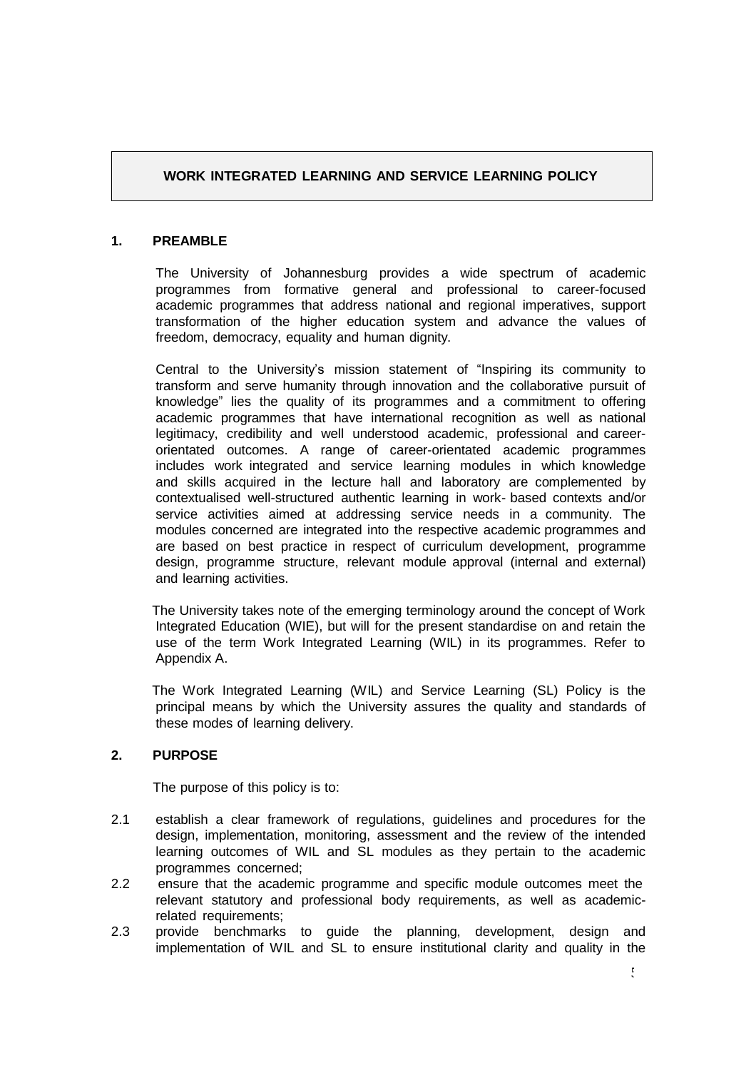# WORK INTEGRATED LEARNING AND SERVICE LEARNING POLICY

## 1. PREAMBLE

The University of Johannesburg provides a wide spectrum of academic programmes from formative general and professional to career-focused academic programmes that address national and regional imperatives, support transformation of the higher education system and advance the values of freedom, democracy, equality and human dignity.

Central to the University's mission statement of "Inspiring its community to transform and serve humanity through innovation and the collaborative pursuit of knowledge" lies the quality of its programmes and a commitment to offering academic programmes that have international recognition as well as national legitimacy, credibility and well understood academic, professional and career-orientated outcomes. A range of career-orientated academic programmes includes work integrated and service learning modules in which knowledge and skills acquired in the lecture hall and laboratory are complemented by contextualised well-structured authentic learning in work- based contexts and/or service activities aimed at addressing service needs in a community. The modules concerned are integrated into the respective academic programmes and are based on best practice in respect of curriculum development, programme design, programme structure, relevant module approval (internal and external) and learning activities.

The University takes note of the emerging terminology around the concept of Work Integrated Education (WIE), but will for the present standardise on and retain the use of the term Work Integrated Learning (WIL) in its programmes. Refer to Appendix A.

The Work Integrated Learning (WIL) and Service Learning (SL) Policy is the principal means by which the University assures the quality and standards of these modes of learning delivery.

## 2. PURPOSE

The purpose of this policy is to:

2.1 establish a clear framework of regulations, guidelines and procedures for the design, implementation, monitoring, assessment and the review of the intended learning outcomes of WIL and SL modules as they pertain to the academic programmes concerned;

2.2 ensure that the academic programme and specific module outcomes meet the relevant statutory and professional body requirements, as well as academic-related requirements;

2.3 provide benchmarks to guide the planning, development, design and implementation of WIL and SL to ensure institutional clarity and quality in the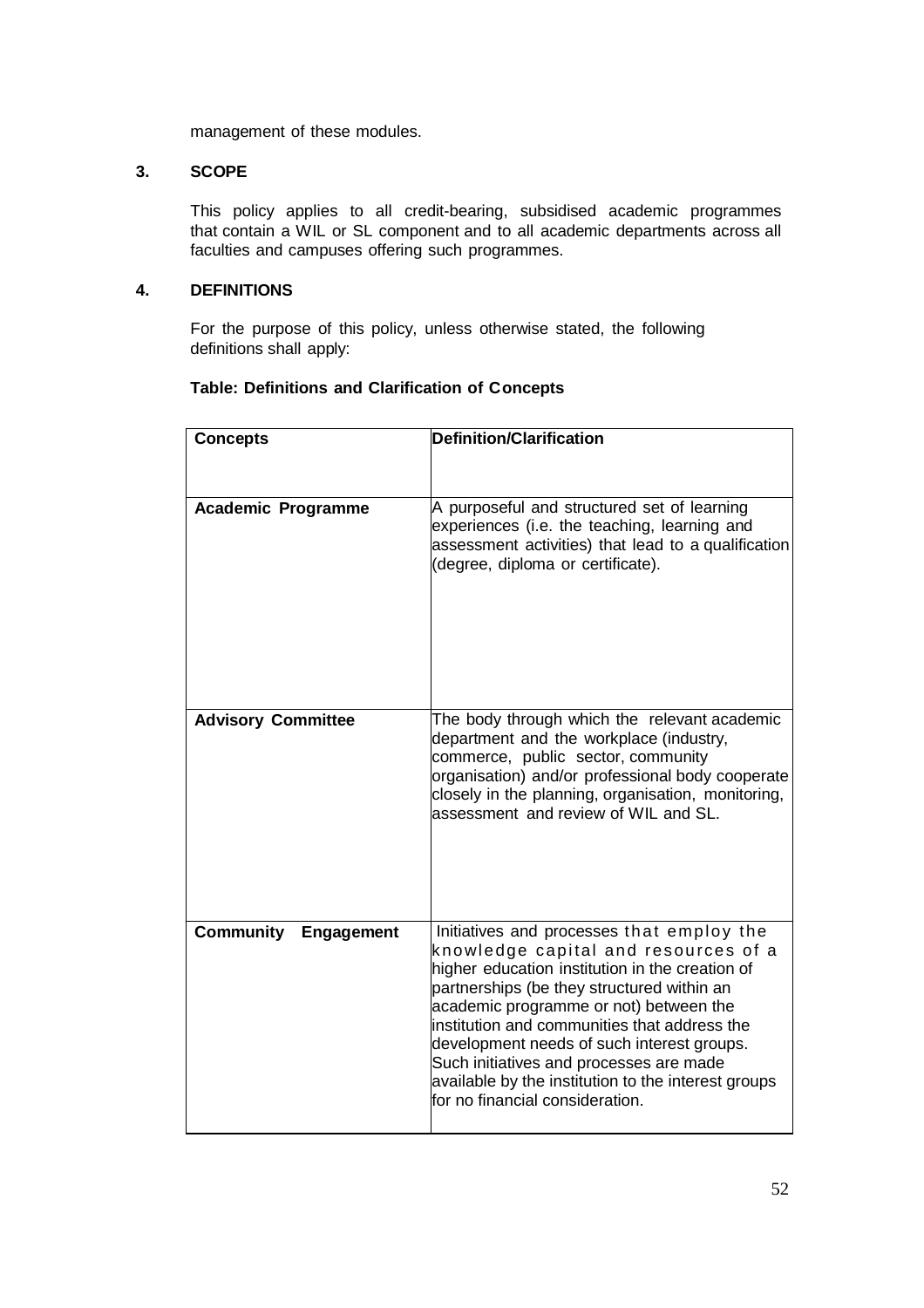management of these modules.

## 3. SCOPE

This policy applies to all credit-bearing, subsidised academic programmes that contain a WIL or SL component and to all academic departments across all faculties and campuses offering such programmes.

## 4. DEFINITIONS

For the purpose of this policy, unless otherwise stated, the following definitions shall apply:

**Table: Definitions and Clarification of Concepts**

| **Concepts** | **Definition/Clarification** |
|---|---|
| **Academic Programme** | A purposeful and structured set of learning experiences (i.e. the teaching, learning and assessment activities) that lead to a qualification (degree, diploma or certificate). |
| **Advisory Committee** | The body through which the relevant academic department and the workplace (industry, commerce, public sector, community organisation) and/or professional body cooperate closely in the planning, organisation, monitoring, assessment and review of WIL and SL. |
| **Community Engagement** | Initiatives and processes that employ the knowledge capital and resources of a higher education institution in the creation of partnerships (be they structured within an academic programme or not) between the institution and communities that address the development needs of such interest groups. Such initiatives and processes are made available by the institution to the interest groups for no financial consideration. |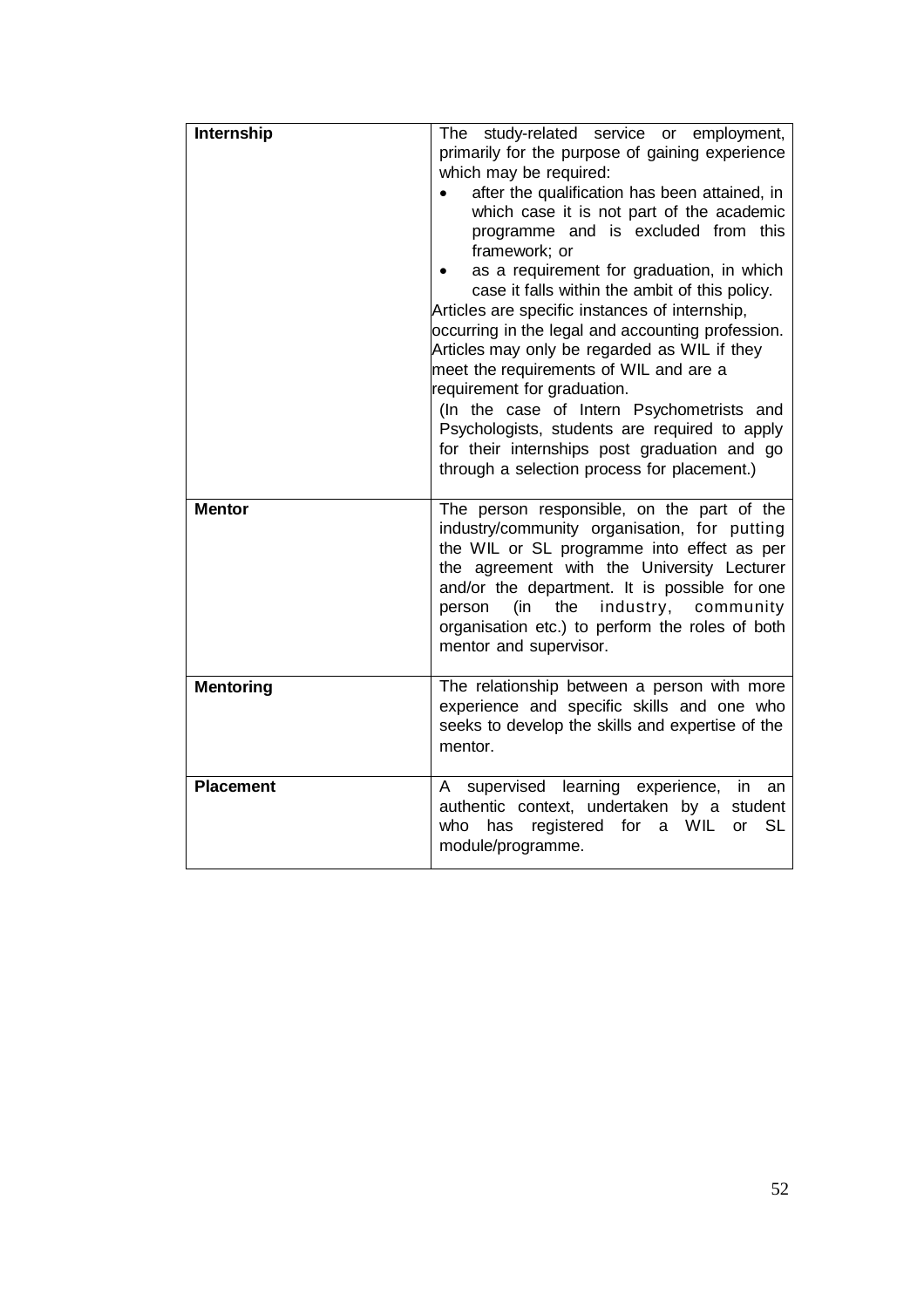| | |
|---|---|
| **Internship** | The study-related service or employment, primarily for the purpose of gaining experience which may be required:<br>• after the qualification has been attained, in which case it is not part of the academic programme and is excluded from this framework; or<br>• as a requirement for graduation, in which case it falls within the ambit of this policy.<br>Articles are specific instances of internship, occurring in the legal and accounting profession. Articles may only be regarded as WIL if they meet the requirements of WIL and are a requirement for graduation.<br>(In the case of Intern Psychometrists and Psychologists, students are required to apply for their internships post graduation and go through a selection process for placement.) |
| **Mentor** | The person responsible, on the part of the industry/community organisation, for putting the WIL or SL programme into effect as per the agreement with the University Lecturer and/or the department. It is possible for one person (in the industry, community organisation etc.) to perform the roles of both mentor and supervisor. |
| **Mentoring** | The relationship between a person with more experience and specific skills and one who seeks to develop the skills and expertise of the mentor. |
| **Placement** | A supervised learning experience, in an authentic context, undertaken by a student who has registered for a WIL or SL module/programme. |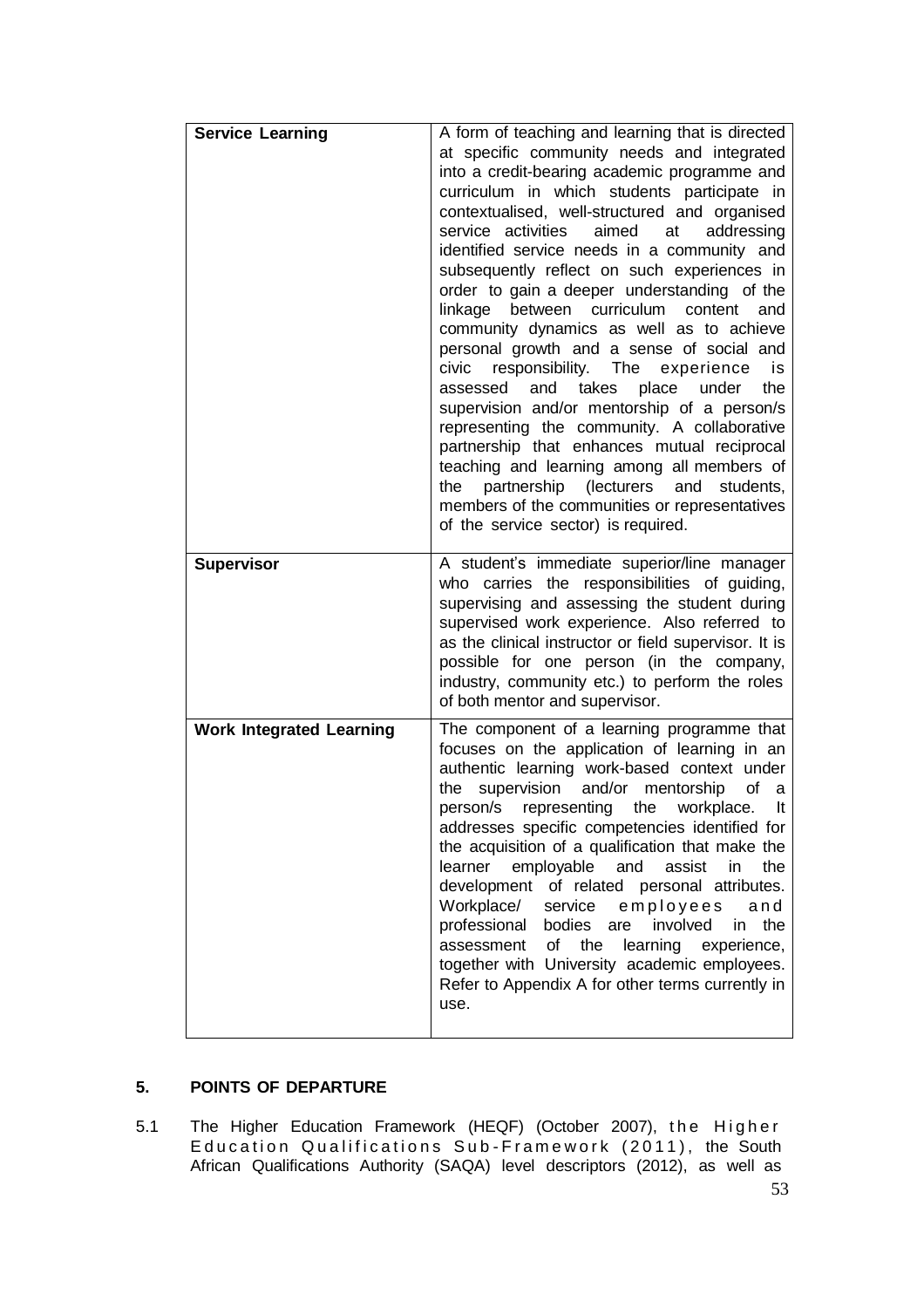| | |
|---|---|
| **Service Learning** | A form of teaching and learning that is directed at specific community needs and integrated into a credit-bearing academic programme and curriculum in which students participate in contextualised, well-structured and organised service activities aimed at addressing identified service needs in a community and subsequently reflect on such experiences in order to gain a deeper understanding of the linkage between curriculum content and community dynamics as well as to achieve personal growth and a sense of social and civic responsibility. The experience is assessed and takes place under the supervision and/or mentorship of a person/s representing the community. A collaborative partnership that enhances mutual reciprocal teaching and learning among all members of the partnership (lecturers and students, members of the communities or representatives of the service sector) is required. |
| **Supervisor** | A student's immediate superior/line manager who carries the responsibilities of guiding, supervising and assessing the student during supervised work experience. Also referred to as the clinical instructor or field supervisor. It is possible for one person (in the company, industry, community etc.) to perform the roles of both mentor and supervisor. |
| **Work Integrated Learning** | The component of a learning programme that focuses on the application of learning in an authentic learning work-based context under the supervision and/or mentorship of a person/s representing the workplace. It addresses specific competencies identified for the acquisition of a qualification that make the learner employable and assist in the development of related personal attributes. Workplace/ service employees and professional bodies are involved in the assessment of the learning experience, together with University academic employees. Refer to Appendix A for other terms currently in use. |

## 5. POINTS OF DEPARTURE

5.1 The Higher Education Framework (HEQF) (October 2007), the Higher Education Qualifications Sub-Framework (2011), the South African Qualifications Authority (SAQA) level descriptors (2012), as well as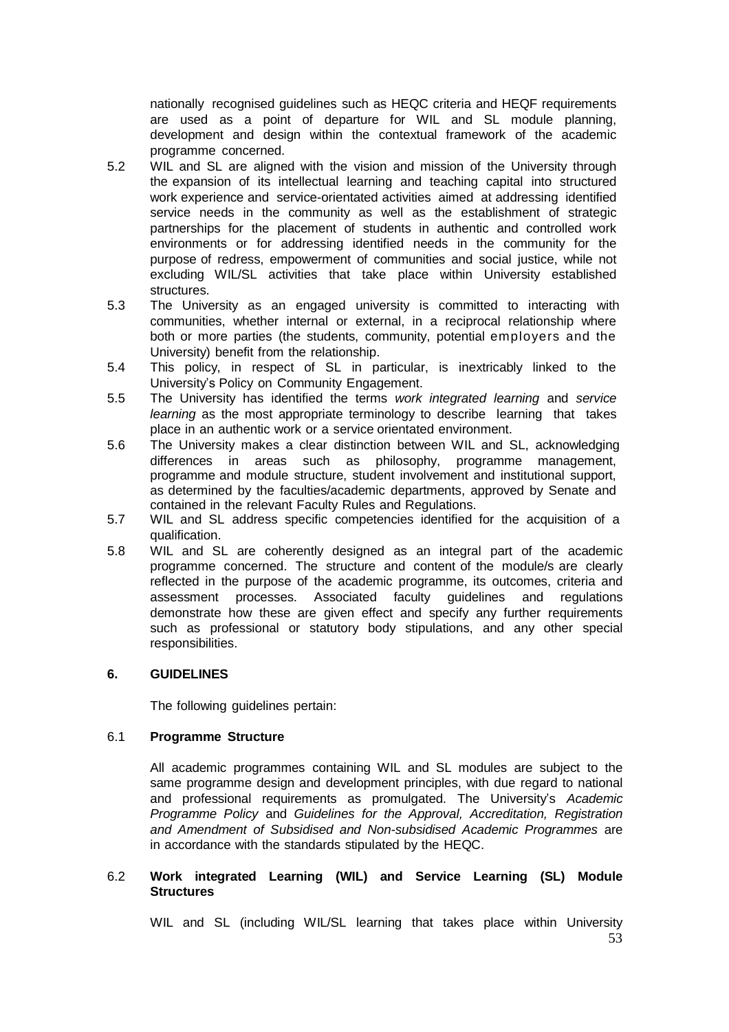nationally recognised guidelines such as HEQC criteria and HEQF requirements are used as a point of departure for WIL and SL module planning, development and design within the contextual framework of the academic programme concerned.

5.2 WIL and SL are aligned with the vision and mission of the University through the expansion of its intellectual learning and teaching capital into structured work experience and service-orientated activities aimed at addressing identified service needs in the community as well as the establishment of strategic partnerships for the placement of students in authentic and controlled work environments or for addressing identified needs in the community for the purpose of redress, empowerment of communities and social justice, while not excluding WIL/SL activities that take place within University established structures.

5.3 The University as an engaged university is committed to interacting with communities, whether internal or external, in a reciprocal relationship where both or more parties (the students, community, potential employers and the University) benefit from the relationship.

5.4 This policy, in respect of SL in particular, is inextricably linked to the University's Policy on Community Engagement.

5.5 The University has identified the terms *work integrated learning* and *service learning* as the most appropriate terminology to describe learning that takes place in an authentic work or a service orientated environment.

5.6 The University makes a clear distinction between WIL and SL, acknowledging differences in areas such as philosophy, programme management, programme and module structure, student involvement and institutional support, as determined by the faculties/academic departments, approved by Senate and contained in the relevant Faculty Rules and Regulations.

5.7 WIL and SL address specific competencies identified for the acquisition of a qualification.

5.8 WIL and SL are coherently designed as an integral part of the academic programme concerned. The structure and content of the module/s are clearly reflected in the purpose of the academic programme, its outcomes, criteria and assessment processes. Associated faculty guidelines and regulations demonstrate how these are given effect and specify any further requirements such as professional or statutory body stipulations, and any other special responsibilities.

## 6. GUIDELINES

The following guidelines pertain:

### 6.1 Programme Structure

All academic programmes containing WIL and SL modules are subject to the same programme design and development principles, with due regard to national and professional requirements as promulgated. The University's *Academic Programme Policy* and *Guidelines for the Approval, Accreditation, Registration and Amendment of Subsidised and Non-subsidised Academic Programmes* are in accordance with the standards stipulated by the HEQC.

### 6.2 Work integrated Learning (WIL) and Service Learning (SL) Module Structures

WIL and SL (including WIL/SL learning that takes place within University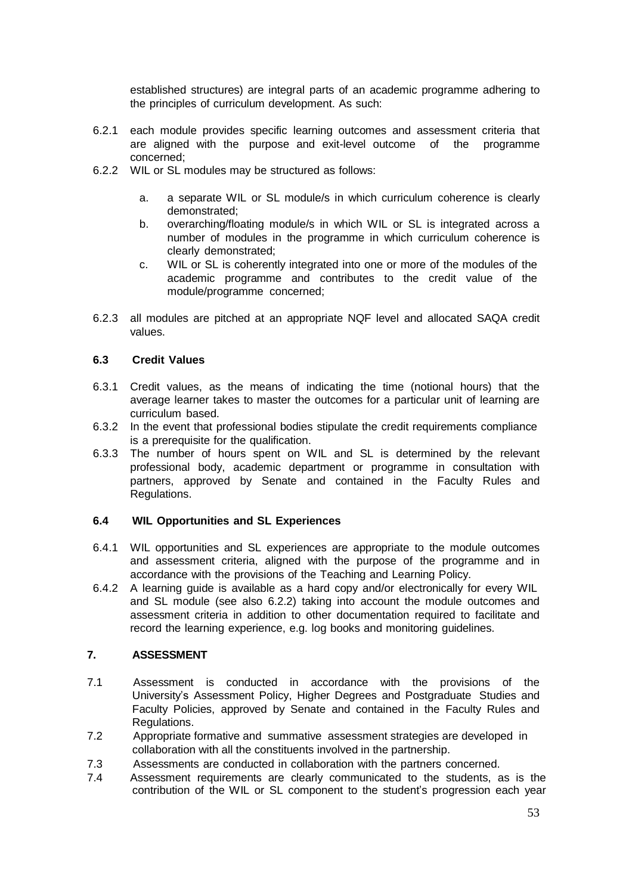established structures) are integral parts of an academic programme adhering to the principles of curriculum development. As such:

6.2.1 each module provides specific learning outcomes and assessment criteria that are aligned with the purpose and exit-level outcome of the programme concerned;

6.2.2 WIL or SL modules may be structured as follows:

   a. a separate WIL or SL module/s in which curriculum coherence is clearly demonstrated;
   b. overarching/floating module/s in which WIL or SL is integrated across a number of modules in the programme in which curriculum coherence is clearly demonstrated;
   c. WIL or SL is coherently integrated into one or more of the modules of the academic programme and contributes to the credit value of the module/programme concerned;

6.2.3 all modules are pitched at an appropriate NQF level and allocated SAQA credit values.

### 6.3 Credit Values

6.3.1 Credit values, as the means of indicating the time (notional hours) that the average learner takes to master the outcomes for a particular unit of learning are curriculum based.

6.3.2 In the event that professional bodies stipulate the credit requirements compliance is a prerequisite for the qualification.

6.3.3 The number of hours spent on WIL and SL is determined by the relevant professional body, academic department or programme in consultation with partners, approved by Senate and contained in the Faculty Rules and Regulations.

### 6.4 WIL Opportunities and SL Experiences

6.4.1 WIL opportunities and SL experiences are appropriate to the module outcomes and assessment criteria, aligned with the purpose of the programme and in accordance with the provisions of the Teaching and Learning Policy.

6.4.2 A learning guide is available as a hard copy and/or electronically for every WIL and SL module (see also 6.2.2) taking into account the module outcomes and assessment criteria in addition to other documentation required to facilitate and record the learning experience, e.g. log books and monitoring guidelines.

## 7. ASSESSMENT

7.1 Assessment is conducted in accordance with the provisions of the University's Assessment Policy, Higher Degrees and Postgraduate Studies and Faculty Policies, approved by Senate and contained in the Faculty Rules and Regulations.

7.2 Appropriate formative and summative assessment strategies are developed in collaboration with all the constituents involved in the partnership.

7.3 Assessments are conducted in collaboration with the partners concerned.

7.4 Assessment requirements are clearly communicated to the students, as is the contribution of the WIL or SL component to the student's progression each year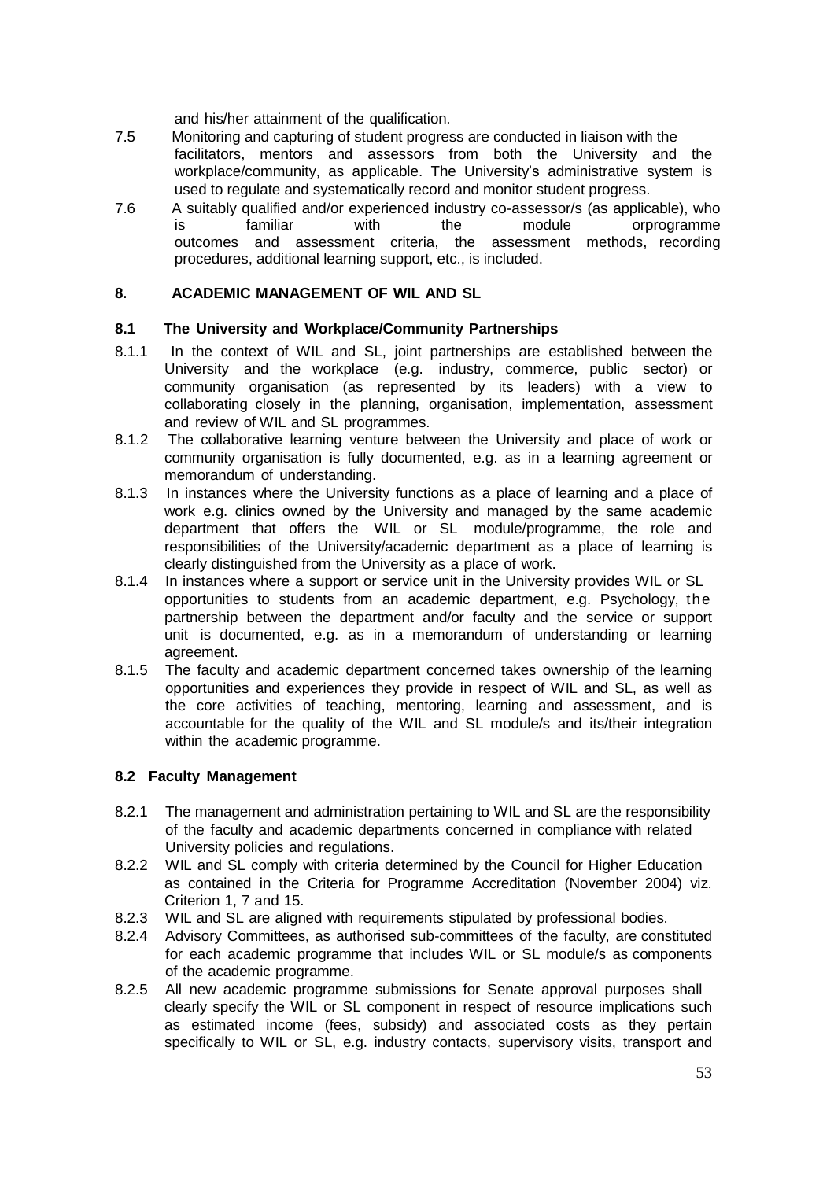and his/her attainment of the qualification.

7.5 Monitoring and capturing of student progress are conducted in liaison with the facilitators, mentors and assessors from both the University and the workplace/community, as applicable. The University's administrative system is used to regulate and systematically record and monitor student progress.

7.6 A suitably qualified and/or experienced industry co-assessor/s (as applicable), who is familiar with the module orprogramme outcomes and assessment criteria, the assessment methods, recording procedures, additional learning support, etc., is included.

## 8. ACADEMIC MANAGEMENT OF WIL AND SL

### 8.1 The University and Workplace/Community Partnerships

8.1.1 In the context of WIL and SL, joint partnerships are established between the University and the workplace (e.g. industry, commerce, public sector) or community organisation (as represented by its leaders) with a view to collaborating closely in the planning, organisation, implementation, assessment and review of WIL and SL programmes.

8.1.2 The collaborative learning venture between the University and place of work or community organisation is fully documented, e.g. as in a learning agreement or memorandum of understanding.

8.1.3 In instances where the University functions as a place of learning and a place of work e.g. clinics owned by the University and managed by the same academic department that offers the WIL or SL module/programme, the role and responsibilities of the University/academic department as a place of learning is clearly distinguished from the University as a place of work.

8.1.4 In instances where a support or service unit in the University provides WIL or SL opportunities to students from an academic department, e.g. Psychology, the partnership between the department and/or faculty and the service or support unit is documented, e.g. as in a memorandum of understanding or learning agreement.

8.1.5 The faculty and academic department concerned takes ownership of the learning opportunities and experiences they provide in respect of WIL and SL, as well as the core activities of teaching, mentoring, learning and assessment, and is accountable for the quality of the WIL and SL module/s and its/their integration within the academic programme.

### 8.2 Faculty Management

8.2.1 The management and administration pertaining to WIL and SL are the responsibility of the faculty and academic departments concerned in compliance with related University policies and regulations.

8.2.2 WIL and SL comply with criteria determined by the Council for Higher Education as contained in the Criteria for Programme Accreditation (November 2004) viz. Criterion 1, 7 and 15.

8.2.3 WIL and SL are aligned with requirements stipulated by professional bodies.

8.2.4 Advisory Committees, as authorised sub-committees of the faculty, are constituted for each academic programme that includes WIL or SL module/s as components of the academic programme.

8.2.5 All new academic programme submissions for Senate approval purposes shall clearly specify the WIL or SL component in respect of resource implications such as estimated income (fees, subsidy) and associated costs as they pertain specifically to WIL or SL, e.g. industry contacts, supervisory visits, transport and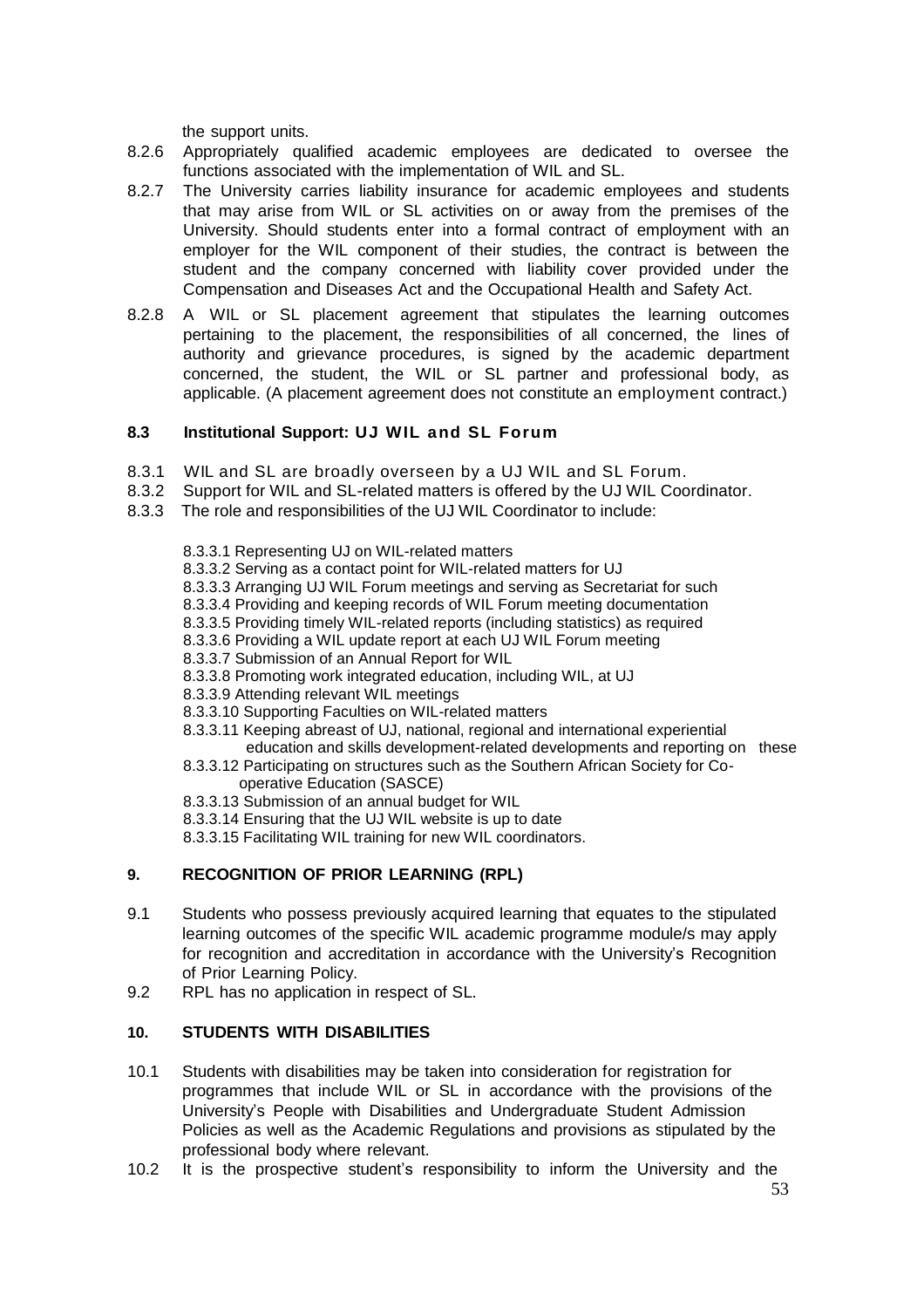the support units.

8.2.6 Appropriately qualified academic employees are dedicated to oversee the functions associated with the implementation of WIL and SL.

8.2.7 The University carries liability insurance for academic employees and students that may arise from WIL or SL activities on or away from the premises of the University. Should students enter into a formal contract of employment with an employer for the WIL component of their studies, the contract is between the student and the company concerned with liability cover provided under the Compensation and Diseases Act and the Occupational Health and Safety Act.

8.2.8 A WIL or SL placement agreement that stipulates the learning outcomes pertaining to the placement, the responsibilities of all concerned, the lines of authority and grievance procedures, is signed by the academic department concerned, the student, the WIL or SL partner and professional body, as applicable. (A placement agreement does not constitute an employment contract.)

#### 8.3 Institutional Support: UJ WIL and SL Forum

8.3.1 WIL and SL are broadly overseen by a UJ WIL and SL Forum.

8.3.2 Support for WIL and SL-related matters is offered by the UJ WIL Coordinator.

8.3.3 The role and responsibilities of the UJ WIL Coordinator to include:

- 8.3.3.1 Representing UJ on WIL-related matters
- 8.3.3.2 Serving as a contact point for WIL-related matters for UJ
- 8.3.3.3 Arranging UJ WIL Forum meetings and serving as Secretariat for such
- 8.3.3.4 Providing and keeping records of WIL Forum meeting documentation
- 8.3.3.5 Providing timely WIL-related reports (including statistics) as required
- 8.3.3.6 Providing a WIL update report at each UJ WIL Forum meeting
- 8.3.3.7 Submission of an Annual Report for WIL
- 8.3.3.8 Promoting work integrated education, including WIL, at UJ
- 8.3.3.9 Attending relevant WIL meetings
- 8.3.3.10 Supporting Faculties on WIL-related matters
- 8.3.3.11 Keeping abreast of UJ, national, regional and international experiential education and skills development-related developments and reporting on these
- 8.3.3.12 Participating on structures such as the Southern African Society for Co-operative Education (SASCE)
- 8.3.3.13 Submission of an annual budget for WIL
- 8.3.3.14 Ensuring that the UJ WIL website is up to date
- 8.3.3.15 Facilitating WIL training for new WIL coordinators.

### 9. RECOGNITION OF PRIOR LEARNING (RPL)

9.1 Students who possess previously acquired learning that equates to the stipulated learning outcomes of the specific WIL academic programme module/s may apply for recognition and accreditation in accordance with the University's Recognition of Prior Learning Policy.

9.2 RPL has no application in respect of SL.

### 10. STUDENTS WITH DISABILITIES

10.1 Students with disabilities may be taken into consideration for registration for programmes that include WIL or SL in accordance with the provisions of the University's People with Disabilities and Undergraduate Student Admission Policies as well as the Academic Regulations and provisions as stipulated by the professional body where relevant.

10.2 It is the prospective student's responsibility to inform the University and the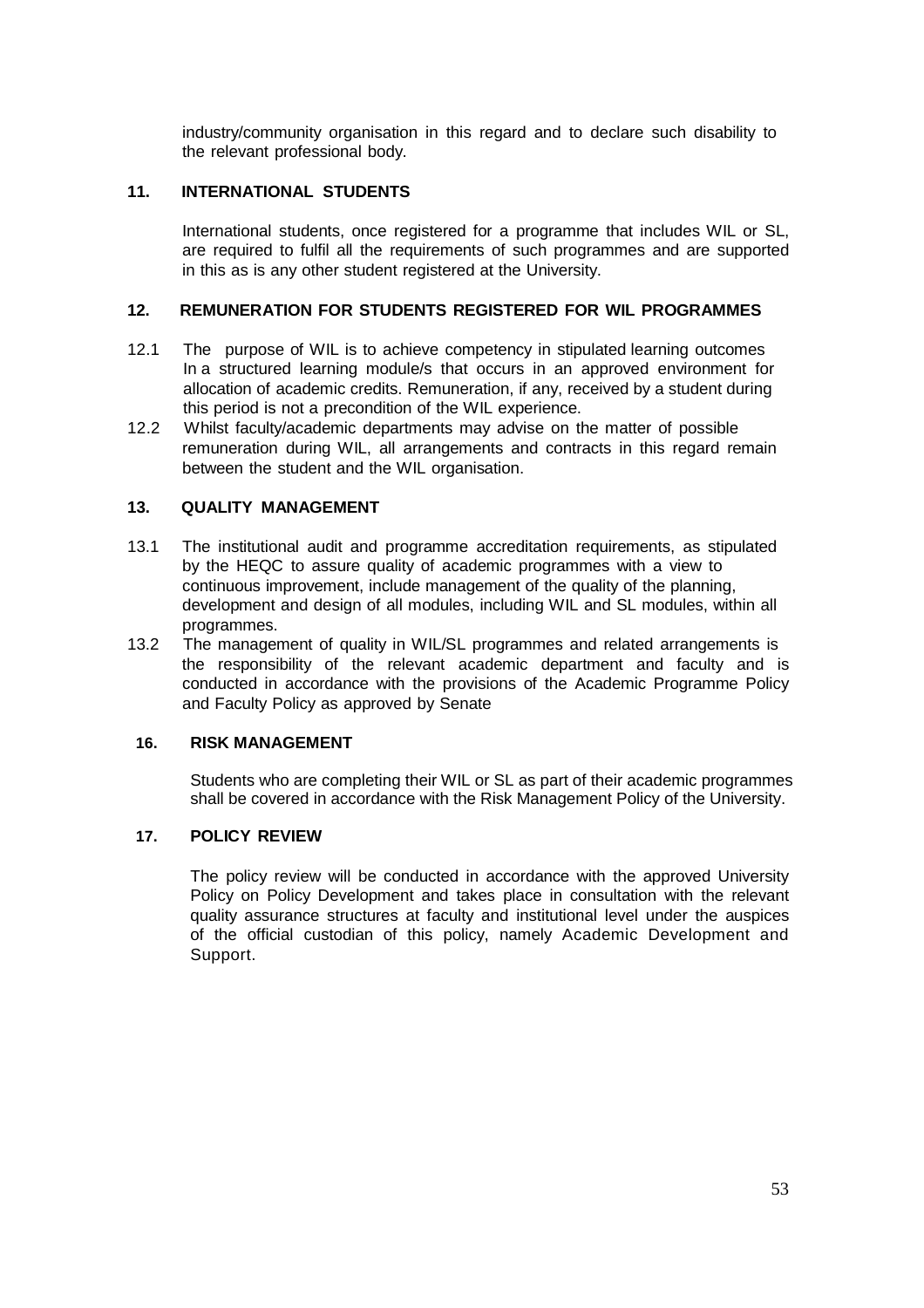industry/community organisation in this regard and to declare such disability to the relevant professional body.

## 11. INTERNATIONAL STUDENTS

International students, once registered for a programme that includes WIL or SL, are required to fulfil all the requirements of such programmes and are supported in this as is any other student registered at the University.

## 12. REMUNERATION FOR STUDENTS REGISTERED FOR WIL PROGRAMMES

12.1 The purpose of WIL is to achieve competency in stipulated learning outcomes In a structured learning module/s that occurs in an approved environment for allocation of academic credits. Remuneration, if any, received by a student during this period is not a precondition of the WIL experience.

12.2 Whilst faculty/academic departments may advise on the matter of possible remuneration during WIL, all arrangements and contracts in this regard remain between the student and the WIL organisation.

## 13. QUALITY MANAGEMENT

13.1 The institutional audit and programme accreditation requirements, as stipulated by the HEQC to assure quality of academic programmes with a view to continuous improvement, include management of the quality of the planning, development and design of all modules, including WIL and SL modules, within all programmes.

13.2 The management of quality in WIL/SL programmes and related arrangements is the responsibility of the relevant academic department and faculty and is conducted in accordance with the provisions of the Academic Programme Policy and Faculty Policy as approved by Senate

## 16. RISK MANAGEMENT

Students who are completing their WIL or SL as part of their academic programmes shall be covered in accordance with the Risk Management Policy of the University.

## 17. POLICY REVIEW

The policy review will be conducted in accordance with the approved University Policy on Policy Development and takes place in consultation with the relevant quality assurance structures at faculty and institutional level under the auspices of the official custodian of this policy, namely Academic Development and Support.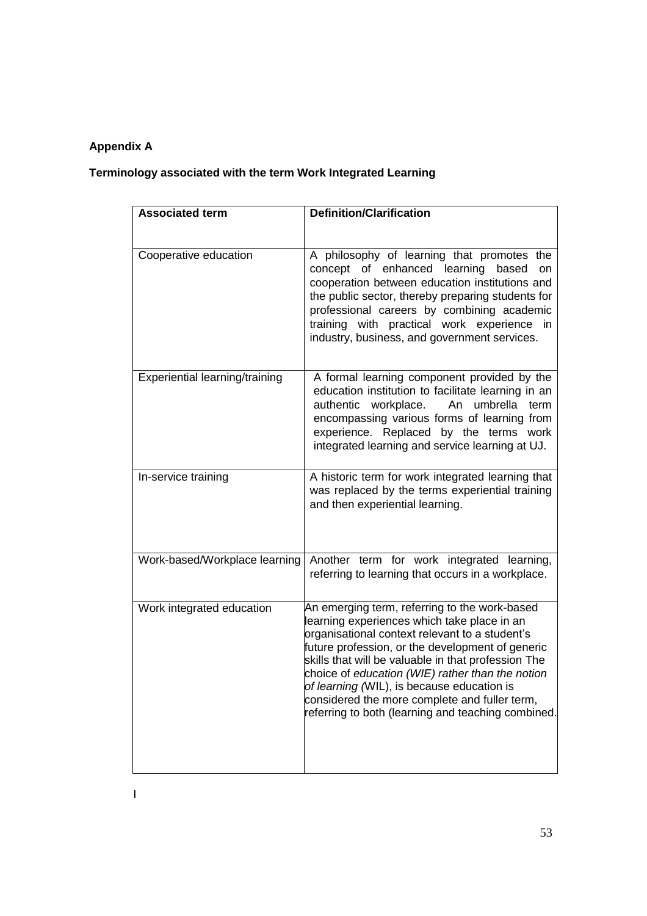**Appendix A**

**Terminology associated with the term Work Integrated Learning**

| **Associated term** | **Definition/Clarification** |
|---|---|
| Cooperative education | A philosophy of learning that promotes the concept of enhanced learning based on cooperation between education institutions and the public sector, thereby preparing students for professional careers by combining academic training with practical work experience in industry, business, and government services. |
| Experiential learning/training | A formal learning component provided by the education institution to facilitate learning in an authentic workplace. An umbrella term encompassing various forms of learning from experience. Replaced by the terms work integrated learning and service learning at UJ. |
| In-service training | A historic term for work integrated learning that was replaced by the terms experiential training and then experiential learning. |
| Work-based/Workplace learning | Another term for work integrated learning, referring to learning that occurs in a workplace. |
| Work integrated education | An emerging term, referring to the work-based learning experiences which take place in an organisational context relevant to a student's future profession, or the development of generic skills that will be valuable in that profession The choice of *education (WIE) rather than the notion of learning (*WIL), is because education is considered the more complete and fuller term, referring to both (learning and teaching combined. |

I